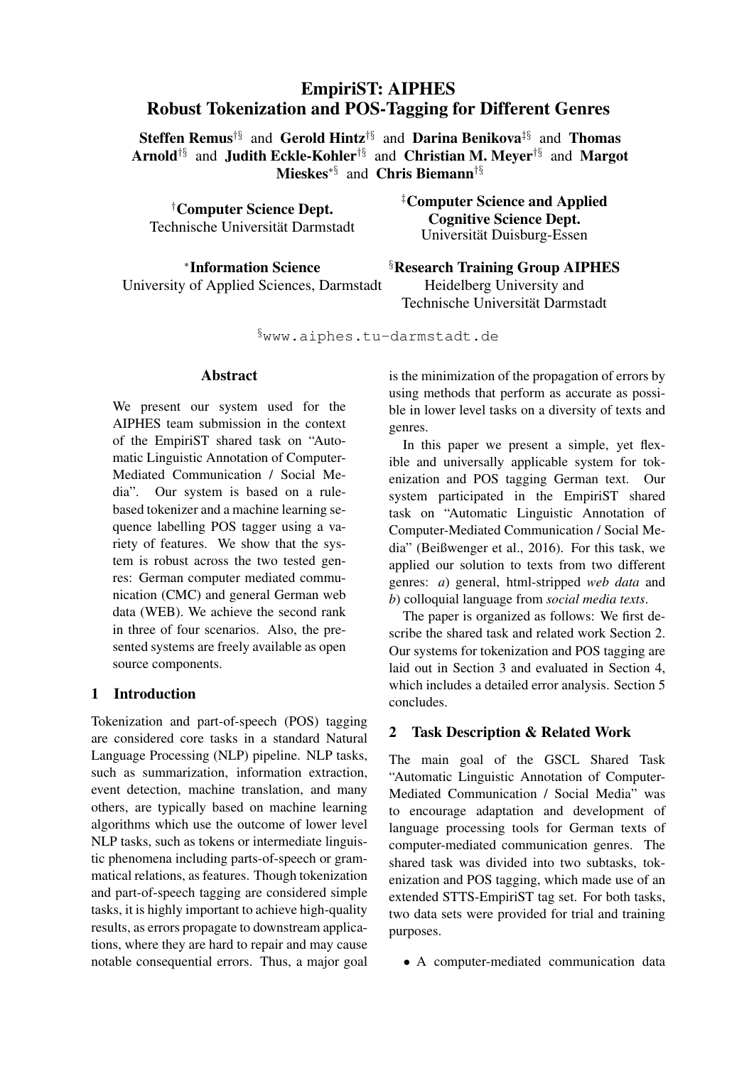# EmpiriST: AIPHES
# Robust Tokenization and POS-Tagging for Different Genres

**Steffen Remus**[†§] and **Gerold Hintz**[†§] and **Darina Benikova**[‡§] and **Thomas Arnold**[†§] and **Judith Eckle-Kohler**[†§] and **Christian M. Meyer**[†§] and **Margot Mieskes**[*§] and **Chris Biemann**[†§]

[†]**Computer Science Dept.**
Technische Universität Darmstadt

[‡]**Computer Science and Applied Cognitive Science Dept.**
Universität Duisburg-Essen

[*]**Information Science**
University of Applied Sciences, Darmstadt

[§]**Research Training Group AIPHES**
Heidelberg University and
Technische Universität Darmstadt

[§]`www.aiphes.tu-darmstadt.de`

## Abstract

We present our system used for the AIPHES team submission in the context of the EmpiriST shared task on "Automatic Linguistic Annotation of Computer-Mediated Communication / Social Media". Our system is based on a rule-based tokenizer and a machine learning sequence labelling POS tagger using a variety of features. We show that the system is robust across the two tested genres: German computer mediated communication (CMC) and general German web data (WEB). We achieve the second rank in three of four scenarios. Also, the presented systems are freely available as open source components.

## 1 Introduction

Tokenization and part-of-speech (POS) tagging are considered core tasks in a standard Natural Language Processing (NLP) pipeline. NLP tasks, such as summarization, information extraction, event detection, machine translation, and many others, are typically based on machine learning algorithms which use the outcome of lower level NLP tasks, such as tokens or intermediate linguistic phenomena including parts-of-speech or grammatical relations, as features. Though tokenization and part-of-speech tagging are considered simple tasks, it is highly important to achieve high-quality results, as errors propagate to downstream applications, where they are hard to repair and may cause notable consequential errors. Thus, a major goal is the minimization of the propagation of errors by using methods that perform as accurate as possible in lower level tasks on a diversity of texts and genres.

In this paper we present a simple, yet flexible and universally applicable system for tokenization and POS tagging German text. Our system participated in the EmpiriST shared task on "Automatic Linguistic Annotation of Computer-Mediated Communication / Social Media" (Beißwenger et al., 2016). For this task, we applied our solution to texts from two different genres: *a*) general, html-stripped *web data* and *b*) colloquial language from *social media texts*.

The paper is organized as follows: We first describe the shared task and related work Section 2. Our systems for tokenization and POS tagging are laid out in Section 3 and evaluated in Section 4, which includes a detailed error analysis. Section 5 concludes.

## 2 Task Description & Related Work

The main goal of the GSCL Shared Task "Automatic Linguistic Annotation of Computer-Mediated Communication / Social Media" was to encourage adaptation and development of language processing tools for German texts of computer-mediated communication genres. The shared task was divided into two subtasks, tokenization and POS tagging, which made use of an extended STTS-EmpiriST tag set. For both tasks, two data sets were provided for trial and training purposes.

- A computer-mediated communication data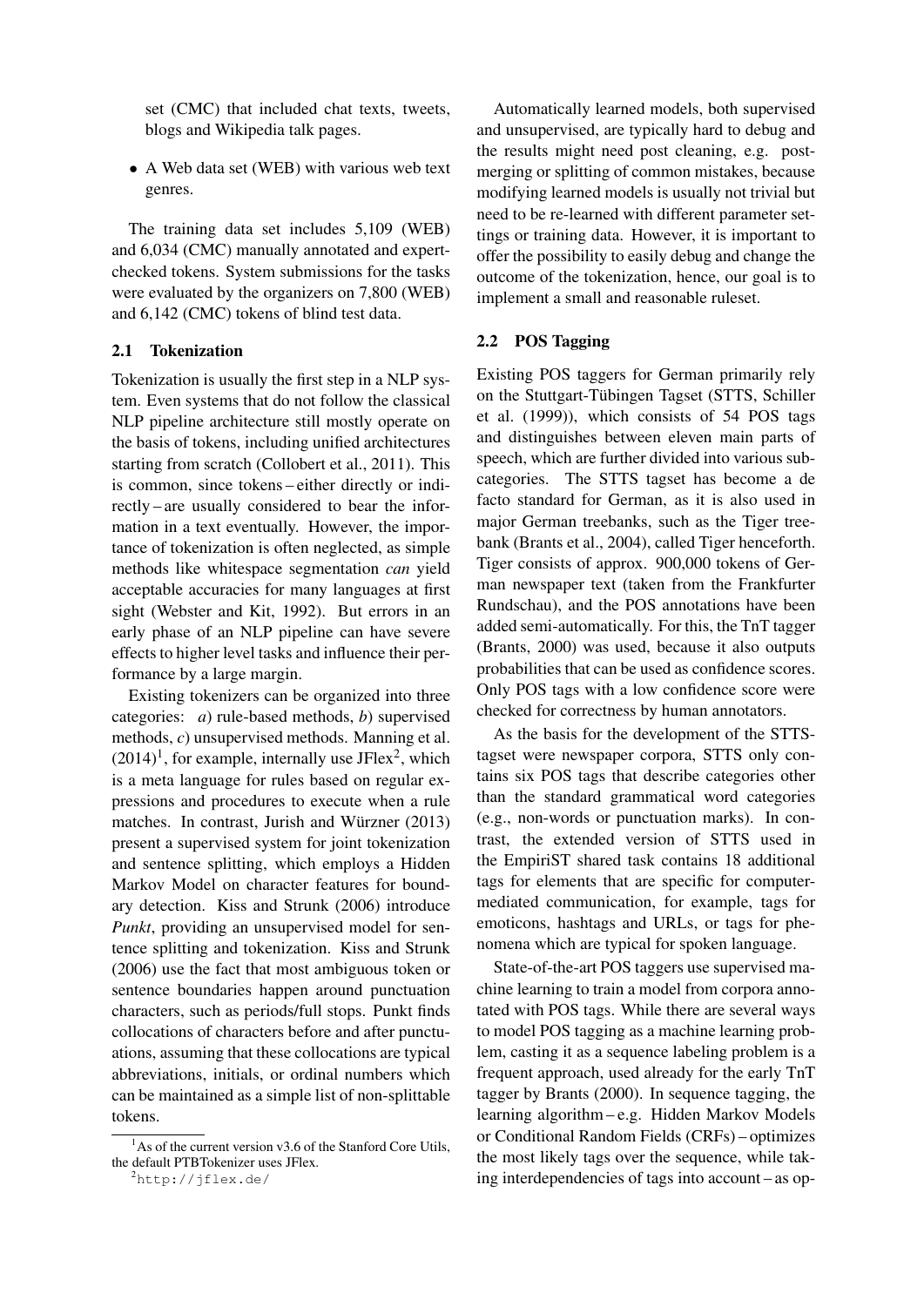set (CMC) that included chat texts, tweets, blogs and Wikipedia talk pages.

- A Web data set (WEB) with various web text genres.

The training data set includes 5,109 (WEB) and 6,034 (CMC) manually annotated and expert-checked tokens. System submissions for the tasks were evaluated by the organizers on 7,800 (WEB) and 6,142 (CMC) tokens of blind test data.

### 2.1 Tokenization

Tokenization is usually the first step in a NLP system. Even systems that do not follow the classical NLP pipeline architecture still mostly operate on the basis of tokens, including unified architectures starting from scratch (Collobert et al., 2011). This is common, since tokens – either directly or indirectly – are usually considered to bear the information in a text eventually. However, the importance of tokenization is often neglected, as simple methods like whitespace segmentation *can* yield acceptable accuracies for many languages at first sight (Webster and Kit, 1992). But errors in an early phase of an NLP pipeline can have severe effects to higher level tasks and influence their performance by a large margin.

Existing tokenizers can be organized into three categories: *a*) rule-based methods, *b*) supervised methods, *c*) unsupervised methods. Manning et al. (2014)[1], for example, internally use JFlex[2], which is a meta language for rules based on regular expressions and procedures to execute when a rule matches. In contrast, Jurish and Würzner (2013) present a supervised system for joint tokenization and sentence splitting, which employs a Hidden Markov Model on character features for boundary detection. Kiss and Strunk (2006) introduce *Punkt*, providing an unsupervised model for sentence splitting and tokenization. Kiss and Strunk (2006) use the fact that most ambiguous token or sentence boundaries happen around punctuation characters, such as periods/full stops. Punkt finds collocations of characters before and after punctuations, assuming that these collocations are typical abbreviations, initials, or ordinal numbers which can be maintained as a simple list of non-splittable tokens.

Automatically learned models, both supervised and unsupervised, are typically hard to debug and the results might need post cleaning, e.g. post-merging or splitting of common mistakes, because modifying learned models is usually not trivial but need to be re-learned with different parameter settings or training data. However, it is important to offer the possibility to easily debug and change the outcome of the tokenization, hence, our goal is to implement a small and reasonable ruleset.

### 2.2 POS Tagging

Existing POS taggers for German primarily rely on the Stuttgart-Tübingen Tagset (STTS, Schiller et al. (1999)), which consists of 54 POS tags and distinguishes between eleven main parts of speech, which are further divided into various subcategories. The STTS tagset has become a de facto standard for German, as it is also used in major German treebanks, such as the Tiger treebank (Brants et al., 2004), called Tiger henceforth. Tiger consists of approx. 900,000 tokens of German newspaper text (taken from the Frankfurter Rundschau), and the POS annotations have been added semi-automatically. For this, the TnT tagger (Brants, 2000) was used, because it also outputs probabilities that can be used as confidence scores. Only POS tags with a low confidence score were checked for correctness by human annotators.

As the basis for the development of the STTS-tagset were newspaper corpora, STTS only contains six POS tags that describe categories other than the standard grammatical word categories (e.g., non-words or punctuation marks). In contrast, the extended version of STTS used in the EmpiriST shared task contains 18 additional tags for elements that are specific for computer-mediated communication, for example, tags for emoticons, hashtags and URLs, or tags for phenomena which are typical for spoken language.

State-of-the-art POS taggers use supervised machine learning to train a model from corpora annotated with POS tags. While there are several ways to model POS tagging as a machine learning problem, casting it as a sequence labeling problem is a frequent approach, used already for the early TnT tagger by Brants (2000). In sequence tagging, the learning algorithm – e.g. Hidden Markov Models or Conditional Random Fields (CRFs) – optimizes the most likely tags over the sequence, while taking interdependencies of tags into account – as op-

[1] As of the current version v3.6 of the Stanford Core Utils, the default PTBTokenizer uses JFlex.

[2] http://jflex.de/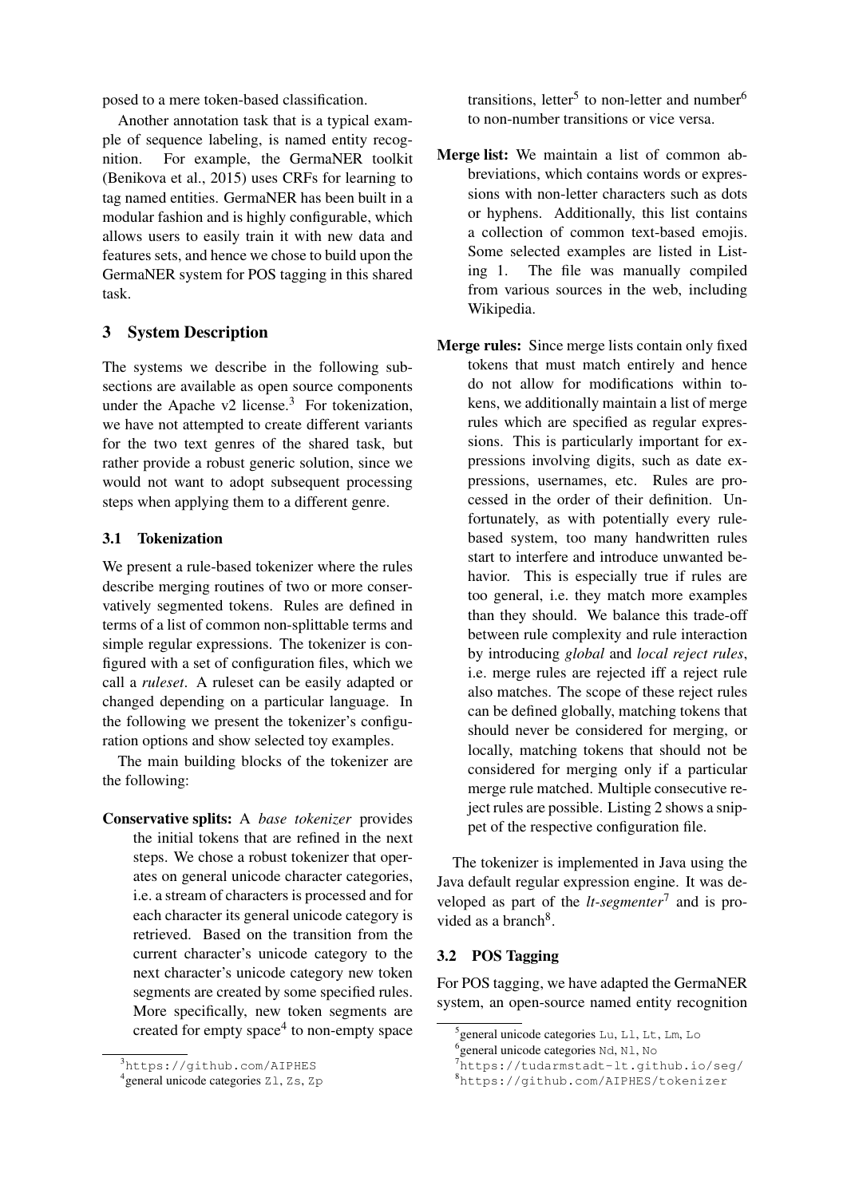posed to a mere token-based classification.

Another annotation task that is a typical example of sequence labeling, is named entity recognition. For example, the GermaNER toolkit (Benikova et al., 2015) uses CRFs for learning to tag named entities. GermaNER has been built in a modular fashion and is highly configurable, which allows users to easily train it with new data and features sets, and hence we chose to build upon the GermaNER system for POS tagging in this shared task.

## 3 System Description

The systems we describe in the following subsections are available as open source components under the Apache v2 license.[3] For tokenization, we have not attempted to create different variants for the two text genres of the shared task, but rather provide a robust generic solution, since we would not want to adopt subsequent processing steps when applying them to a different genre.

### 3.1 Tokenization

We present a rule-based tokenizer where the rules describe merging routines of two or more conservatively segmented tokens. Rules are defined in terms of a list of common non-splittable terms and simple regular expressions. The tokenizer is configured with a set of configuration files, which we call a *ruleset*. A ruleset can be easily adapted or changed depending on a particular language. In the following we present the tokenizer's configuration options and show selected toy examples.

The main building blocks of the tokenizer are the following:

**Conservative splits:** A *base tokenizer* provides the initial tokens that are refined in the next steps. We chose a robust tokenizer that operates on general unicode character categories, i.e. a stream of characters is processed and for each character its general unicode category is retrieved. Based on the transition from the current character's unicode category to the next character's unicode category new token segments are created by some specified rules. More specifically, new token segments are created for empty space[4] to non-empty space transitions, letter[5] to non-letter and number[6] to non-number transitions or vice versa.

**Merge list:** We maintain a list of common abbreviations, which contains words or expressions with non-letter characters such as dots or hyphens. Additionally, this list contains a collection of common text-based emojis. Some selected examples are listed in Listing 1. The file was manually compiled from various sources in the web, including Wikipedia.

**Merge rules:** Since merge lists contain only fixed tokens that must match entirely and hence do not allow for modifications within tokens, we additionally maintain a list of merge rules which are specified as regular expressions. This is particularly important for expressions involving digits, such as date expressions, usernames, etc. Rules are processed in the order of their definition. Unfortunately, as with potentially every rule-based system, too many handwritten rules start to interfere and introduce unwanted behavior. This is especially true if rules are too general, i.e. they match more examples than they should. We balance this trade-off between rule complexity and rule interaction by introducing *global* and *local reject rules*, i.e. merge rules are rejected iff a reject rule also matches. The scope of these reject rules can be defined globally, matching tokens that should never be considered for merging, or locally, matching tokens that should not be considered for merging only if a particular merge rule matched. Multiple consecutive reject rules are possible. Listing 2 shows a snippet of the respective configuration file.

The tokenizer is implemented in Java using the Java default regular expression engine. It was developed as part of the *lt-segmenter*[7] and is provided as a branch[8].

### 3.2 POS Tagging

For POS tagging, we have adapted the GermaNER system, an open-source named entity recognition

---

[3] `https://github.com/AIPHES`

[4] general unicode categories `Zl`, `Zs`, `Zp`

[5] general unicode categories `Lu`, `Ll`, `Lt`, `Lm`, `Lo`

[6] general unicode categories `Nd`, `Nl`, `No`

[7] `https://tudarmstadt-lt.github.io/seg/`

[8] `https://github.com/AIPHES/tokenizer`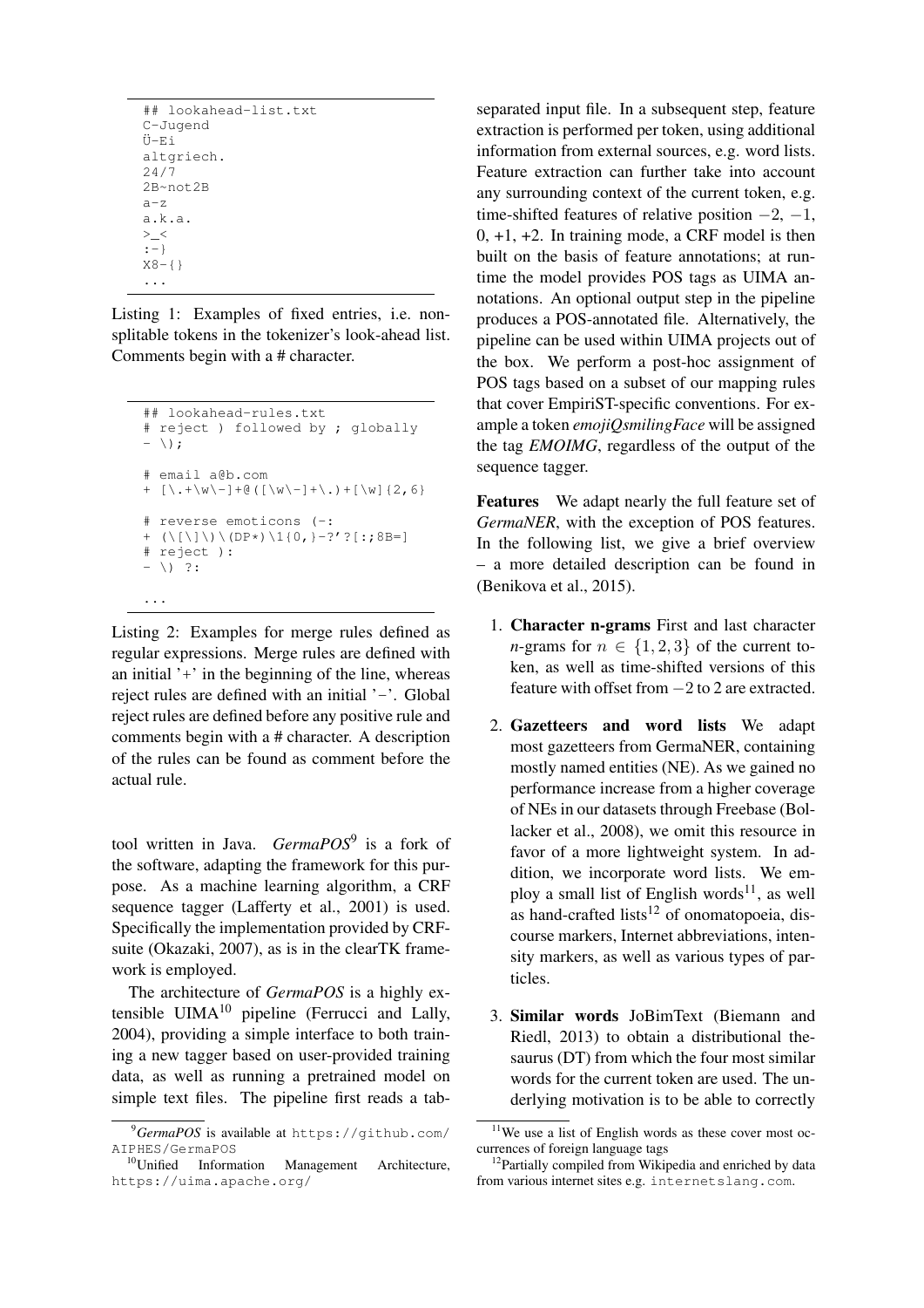```
## lookahead-list.txt
C-Jugend
Ü-Ei
altgriech.
24/7
2B~not2B
a-z
a.k.a.
>_<
:-}
X8-{}
...
```

Listing 1: Examples of fixed entries, i.e. non-splitable tokens in the tokenizer's look-ahead list. Comments begin with a # character.

```
## lookahead-rules.txt
# reject ) followed by ; globally
- \);

# email a@b.com
+ [\.+\w\-]+@([\w\-]+\.)+[\w]{2,6}

# reverse emoticons (-:
+ (\[\]\)\(DP*)\1{0,}-?'?[:;8B=]
# reject ):
- \) ?:

...
```

Listing 2: Examples for merge rules defined as regular expressions. Merge rules are defined with an initial '+' in the beginning of the line, whereas reject rules are defined with an initial '−'. Global reject rules are defined before any positive rule and comments begin with a # character. A description of the rules can be found as comment before the actual rule.

tool written in Java. *GermaPOS*[9] is a fork of the software, adapting the framework for this purpose. As a machine learning algorithm, a CRF sequence tagger (Lafferty et al., 2001) is used. Specifically the implementation provided by CRFsuite (Okazaki, 2007), as is in the clearTK framework is employed.

The architecture of *GermaPOS* is a highly extensible UIMA[10] pipeline (Ferrucci and Lally, 2004), providing a simple interface to both training a new tagger based on user-provided training data, as well as running a pretrained model on simple text files. The pipeline first reads a tab-separated input file. In a subsequent step, feature extraction is performed per token, using additional information from external sources, e.g. word lists. Feature extraction can further take into account any surrounding context of the current token, e.g. time-shifted features of relative position $-2$, $-1$, 0, +1, +2. In training mode, a CRF model is then built on the basis of feature annotations; at runtime the model provides POS tags as UIMA annotations. An optional output step in the pipeline produces a POS-annotated file. Alternatively, the pipeline can be used within UIMA projects out of the box. We perform a post-hoc assignment of POS tags based on a subset of our mapping rules that cover EmpiriST-specific conventions. For example a token *emojiQsmilingFace* will be assigned the tag *EMOIMG*, regardless of the output of the sequence tagger.

**Features** We adapt nearly the full feature set of *GermaNER*, with the exception of POS features. In the following list, we give a brief overview – a more detailed description can be found in (Benikova et al., 2015).

1. **Character n-grams** First and last character *n*-grams for $n \in \{1, 2, 3\}$ of the current token, as well as time-shifted versions of this feature with offset from $-2$ to 2 are extracted.

2. **Gazetteers and word lists** We adapt most gazetteers from GermaNER, containing mostly named entities (NE). As we gained no performance increase from a higher coverage of NEs in our datasets through Freebase (Bollacker et al., 2008), we omit this resource in favor of a more lightweight system. In addition, we incorporate word lists. We employ a small list of English words[11], as well as hand-crafted lists[12] of onomatopoeia, discourse markers, Internet abbreviations, intensity markers, as well as various types of particles.

3. **Similar words** JoBimText (Biemann and Riedl, 2013) to obtain a distributional thesaurus (DT) from which the four most similar words for the current token are used. The underlying motivation is to be able to correctly

---

[9] *GermaPOS* is available at https://github.com/AIPHES/GermaPOS

[10] Unified Information Management Architecture, https://uima.apache.org/

[11] We use a list of English words as these cover most occurrences of foreign language tags

[12] Partially compiled from Wikipedia and enriched by data from various internet sites e.g. internetslang.com.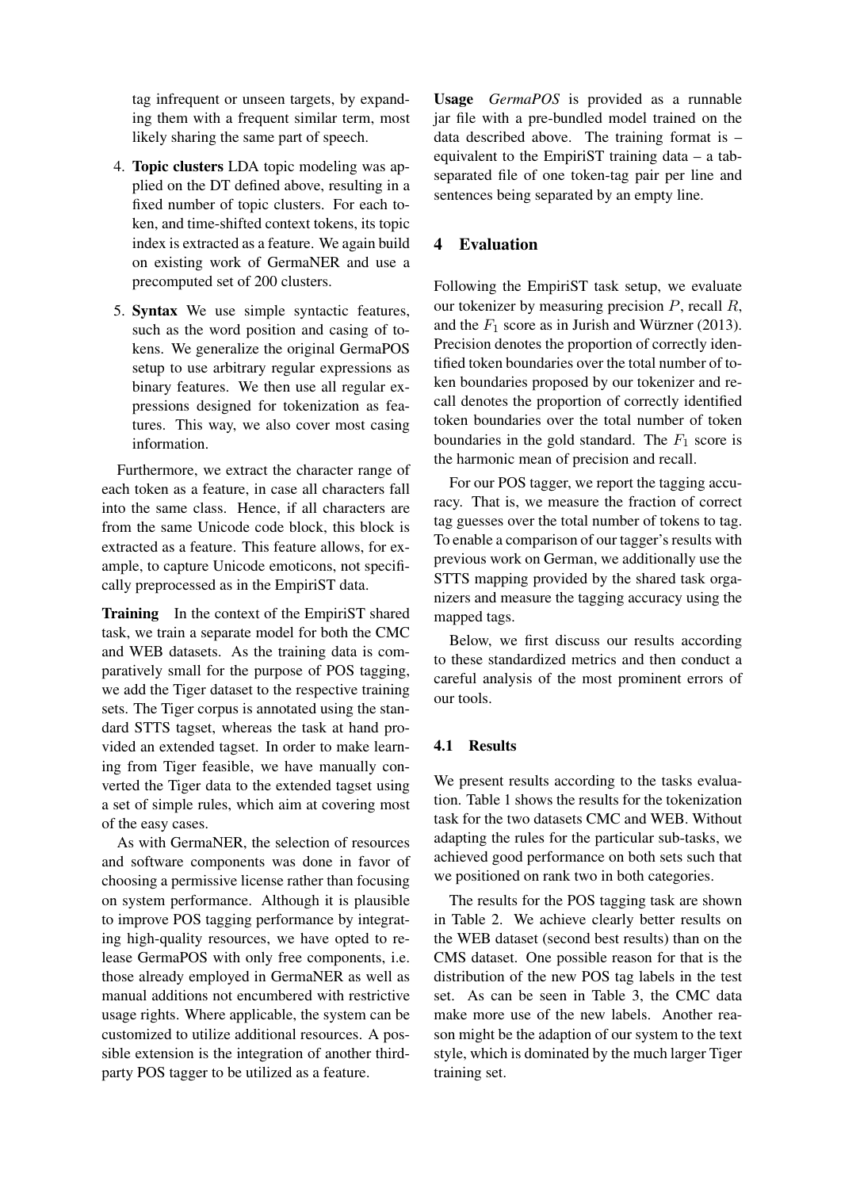tag infrequent or unseen targets, by expanding them with a frequent similar term, most likely sharing the same part of speech.

4. **Topic clusters** LDA topic modeling was applied on the DT defined above, resulting in a fixed number of topic clusters. For each token, and time-shifted context tokens, its topic index is extracted as a feature. We again build on existing work of GermaNER and use a precomputed set of 200 clusters.

5. **Syntax** We use simple syntactic features, such as the word position and casing of tokens. We generalize the original GermaPOS setup to use arbitrary regular expressions as binary features. We then use all regular expressions designed for tokenization as features. This way, we also cover most casing information.

Furthermore, we extract the character range of each token as a feature, in case all characters fall into the same class. Hence, if all characters are from the same Unicode code block, this block is extracted as a feature. This feature allows, for example, to capture Unicode emoticons, not specifically preprocessed as in the EmpiriST data.

**Training** In the context of the EmpiriST shared task, we train a separate model for both the CMC and WEB datasets. As the training data is comparatively small for the purpose of POS tagging, we add the Tiger dataset to the respective training sets. The Tiger corpus is annotated using the standard STTS tagset, whereas the task at hand provided an extended tagset. In order to make learning from Tiger feasible, we have manually converted the Tiger data to the extended tagset using a set of simple rules, which aim at covering most of the easy cases.

As with GermaNER, the selection of resources and software components was done in favor of choosing a permissive license rather than focusing on system performance. Although it is plausible to improve POS tagging performance by integrating high-quality resources, we have opted to release GermaPOS with only free components, i.e. those already employed in GermaNER as well as manual additions not encumbered with restrictive usage rights. Where applicable, the system can be customized to utilize additional resources. A possible extension is the integration of another third-party POS tagger to be utilized as a feature.

**Usage** *GermaPOS* is provided as a runnable jar file with a pre-bundled model trained on the data described above. The training format is – equivalent to the EmpiriST training data – a tab-separated file of one token-tag pair per line and sentences being separated by an empty line.

## 4 Evaluation

Following the EmpiriST task setup, we evaluate our tokenizer by measuring precision $P$, recall $R$, and the $F_1$ score as in Jurish and Würzner (2013). Precision denotes the proportion of correctly identified token boundaries over the total number of token boundaries proposed by our tokenizer and recall denotes the proportion of correctly identified token boundaries over the total number of token boundaries in the gold standard. The $F_1$ score is the harmonic mean of precision and recall.

For our POS tagger, we report the tagging accuracy. That is, we measure the fraction of correct tag guesses over the total number of tokens to tag. To enable a comparison of our tagger's results with previous work on German, we additionally use the STTS mapping provided by the shared task organizers and measure the tagging accuracy using the mapped tags.

Below, we first discuss our results according to these standardized metrics and then conduct a careful analysis of the most prominent errors of our tools.

### 4.1 Results

We present results according to the tasks evaluation. Table 1 shows the results for the tokenization task for the two datasets CMC and WEB. Without adapting the rules for the particular sub-tasks, we achieved good performance on both sets such that we positioned on rank two in both categories.

The results for the POS tagging task are shown in Table 2. We achieve clearly better results on the WEB dataset (second best results) than on the CMS dataset. One possible reason for that is the distribution of the new POS tag labels in the test set. As can be seen in Table 3, the CMC data make more use of the new labels. Another reason might be the adaption of our system to the text style, which is dominated by the much larger Tiger training set.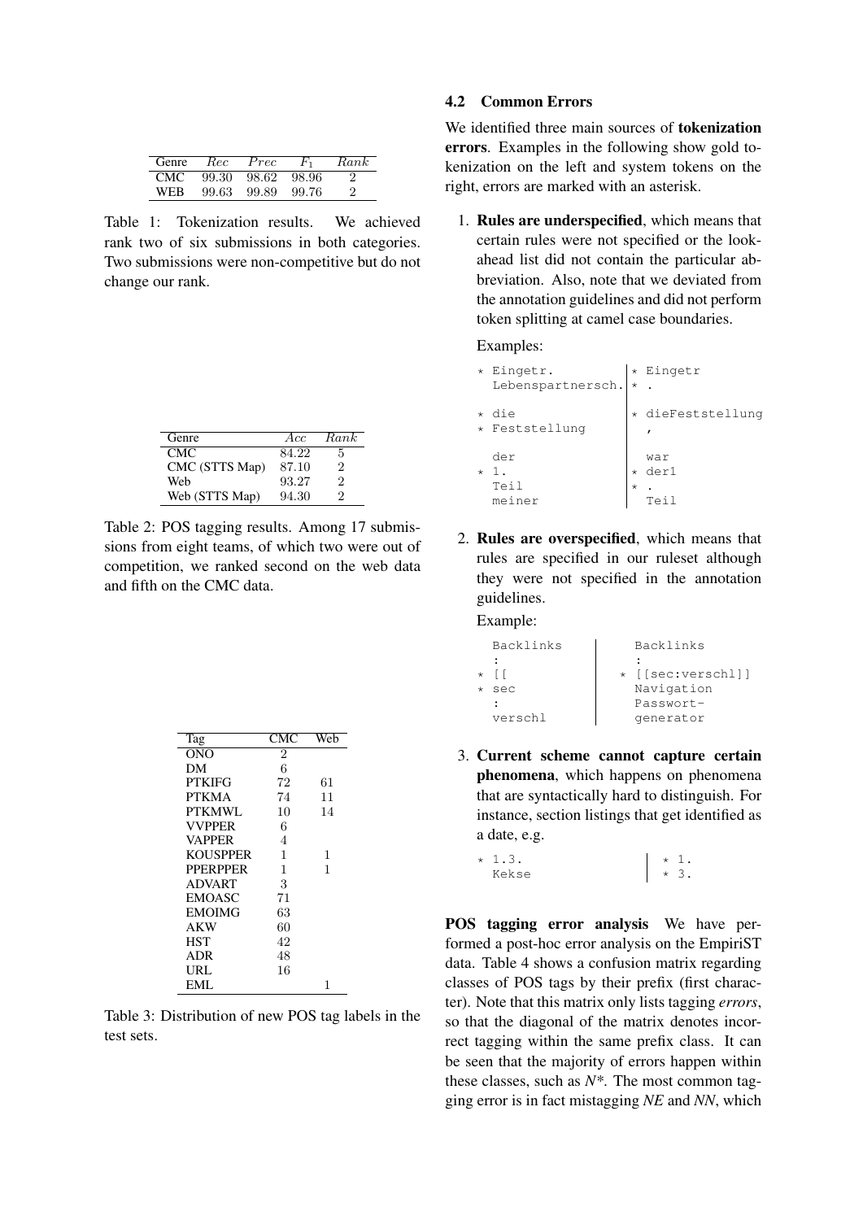| Genre | *Rec* | *Prec* | $F_1$ | *Rank* |
|---|---|---|---|---|
| CMC | 99.30 | 98.62 | 98.96 | 2 |
| WEB | 99.63 | 99.89 | 99.76 | 2 |

Table 1: Tokenization results. We achieved rank two of six submissions in both categories. Two submissions were non-competitive but do not change our rank.

| Genre | *Acc* | *Rank* |
|---|---|---|
| CMC | 84.22 | 5 |
| CMC (STTS Map) | 87.10 | 2 |
| Web | 93.27 | 2 |
| Web (STTS Map) | 94.30 | 2 |

Table 2: POS tagging results. Among 17 submissions from eight teams, of which two were out of competition, we ranked second on the web data and fifth on the CMC data.

| Tag | CMC | Web |
|---|---|---|
| ONO | 2 | |
| DM | 6 | |
| PTKIFG | 72 | 61 |
| PTKMA | 74 | 11 |
| PTKMWL | 10 | 14 |
| VVPPER | 6 | |
| VAPPER | 4 | |
| KOUSPPER | 1 | 1 |
| PPERPPER | 1 | 1 |
| ADVART | 3 | |
| EMOASC | 71 | |
| EMOIMG | 63 | |
| AKW | 60 | |
| HST | 42 | |
| ADR | 48 | |
| URL | 16 | |
| EML | | 1 |

Table 3: Distribution of new POS tag labels in the test sets.

### 4.2 Common Errors

We identified three main sources of **tokenization errors**. Examples in the following show gold tokenization on the left and system tokens on the right, errors are marked with an asterisk.

1. **Rules are underspecified**, which means that certain rules were not specified or the look-ahead list did not contain the particular abbreviation. Also, note that we deviated from the annotation guidelines and did not perform token splitting at camel case boundaries.

   Examples:

```
* Eingetr.             | * Eingetr
  Lebenspartnersch.    | * .

* die                  | * dieFeststellung
* Feststellung         |   ,

  der                  |   war
* 1.                   | * der1
  Teil                 | * .
  meiner               |   Teil
```

2. **Rules are overspecified**, which means that rules are specified in our ruleset although they were not specified in the annotation guidelines.

   Example:

```
  Backlinks            |   Backlinks
  :                    |   :
* [[                   | * [[sec:verschl]]
* sec                  |   Navigation
  :                    |   Passwort-
  verschl              |   generator
```

3. **Current scheme cannot capture certain phenomena**, which happens on phenomena that are syntactically hard to distinguish. For instance, section listings that get identified as a date, e.g.

```
* 1.3.                 | * 1.
  Kekse                | * 3.
```

**POS tagging error analysis** We have performed a post-hoc error analysis on the EmpiriST data. Table 4 shows a confusion matrix regarding classes of POS tags by their prefix (first character). Note that this matrix only lists tagging *errors*, so that the diagonal of the matrix denotes incorrect tagging within the same prefix class. It can be seen that the majority of errors happen within these classes, such as *N\**. The most common tagging error is in fact mistagging *NE* and *NN*, which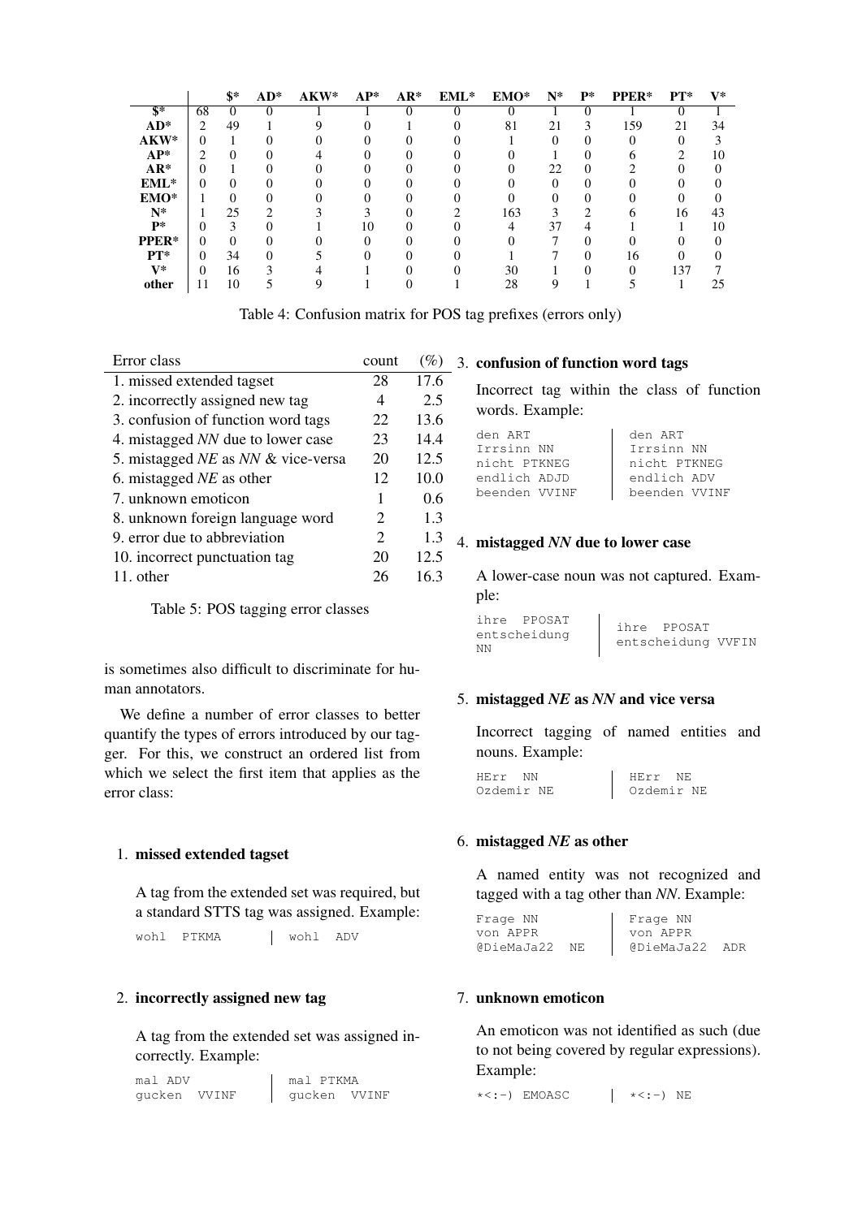| | $* | AD* | AKW* | AP* | AR* | EML* | EMO* | N* | P* | PPER* | PT* | V* |
|---|---|---|---|---|---|---|---|---|---|---|---|---|
| **$*** | 68 | 0 | 0 | 1 | 1 | 0 | 0 | 0 | 1 | 0 | 1 | 0 | 1 |
| **AD*** | 2 | 49 | 1 | 9 | 0 | 1 | 0 | 81 | 21 | 3 | 159 | 21 | 34 |
| **AKW*** | 0 | 1 | 0 | 0 | 0 | 0 | 0 | 1 | 0 | 0 | 0 | 0 | 3 |
| **AP*** | 2 | 0 | 0 | 4 | 0 | 0 | 0 | 0 | 1 | 0 | 6 | 2 | 10 |
| **AR*** | 0 | 1 | 0 | 0 | 0 | 0 | 0 | 0 | 22 | 0 | 2 | 0 | 0 |
| **EML*** | 0 | 0 | 0 | 0 | 0 | 0 | 0 | 0 | 0 | 0 | 0 | 0 | 0 |
| **EMO*** | 1 | 0 | 0 | 0 | 0 | 0 | 0 | 0 | 0 | 0 | 0 | 0 | 0 |
| **N*** | 1 | 25 | 2 | 3 | 3 | 0 | 2 | 163 | 3 | 2 | 6 | 16 | 43 |
| **P*** | 0 | 3 | 0 | 1 | 10 | 0 | 0 | 4 | 37 | 4 | 1 | 1 | 10 |
| **PPER*** | 0 | 0 | 0 | 0 | 0 | 0 | 0 | 0 | 7 | 0 | 0 | 0 | 0 |
| **PT*** | 0 | 34 | 0 | 5 | 0 | 0 | 0 | 1 | 7 | 0 | 16 | 0 | 0 |
| **V*** | 0 | 16 | 3 | 4 | 1 | 0 | 0 | 30 | 1 | 0 | 0 | 137 | 7 |
| **other** | 11 | 10 | 5 | 9 | 1 | 0 | 1 | 28 | 9 | 1 | 5 | 1 | 25 |

Table 4: Confusion matrix for POS tag prefixes (errors only)

| Error class | count | (%) |
|---|---|---|
| 1. missed extended tagset | 28 | 17.6 |
| 2. incorrectly assigned new tag | 4 | 2.5 |
| 3. confusion of function word tags | 22 | 13.6 |
| 4. mistagged *NN* due to lower case | 23 | 14.4 |
| 5. mistagged *NE* as *NN* & vice-versa | 20 | 12.5 |
| 6. mistagged *NE* as other | 12 | 10.0 |
| 7. unknown emoticon | 1 | 0.6 |
| 8. unknown foreign language word | 2 | 1.3 |
| 9. error due to abbreviation | 2 | 1.3 |
| 10. incorrect punctuation tag | 20 | 12.5 |
| 11. other | 26 | 16.3 |

Table 5: POS tagging error classes

is sometimes also difficult to discriminate for human annotators.

We define a number of error classes to better quantify the types of errors introduced by our tagger. For this, we construct an ordered list from which we select the first item that applies as the error class:

1. **missed extended tagset**

   A tag from the extended set was required, but a standard STTS tag was assigned. Example:

   ```
   wohl  PTKMA        |  wohl  ADV
   ```

2. **incorrectly assigned new tag**

   A tag from the extended set was assigned incorrectly. Example:

   ```
   mal ADV            |  mal PTKMA
   gucken  VVINF      |  gucken  VVINF
   ```

3. **confusion of function word tags**

   Incorrect tag within the class of function words. Example:

   ```
   den ART            |  den ART
   Irrsinn NN         |  Irrsinn NN
   nicht PTKNEG       |  nicht PTKNEG
   endlich ADJD       |  endlich ADV
   beenden VVINF      |  beenden VVINF
   ```

4. **mistagged *NN* due to lower case**

   A lower-case noun was not captured. Example:

   ```
   ihre  PPOSAT       |  ihre  PPOSAT
   entscheidung NN    |  entscheidung VVFIN
   ```

5. **mistagged *NE* as *NN* and vice versa**

   Incorrect tagging of named entities and nouns. Example:

   ```
   HErr  NN           |  HErr  NE
   Ozdemir NE         |  Ozdemir NE
   ```

6. **mistagged *NE* as other**

   A named entity was not recognized and tagged with a tag other than *NN*. Example:

   ```
   Frage NN           |  Frage NN
   von APPR           |  von APPR
   @DieMaJa22  NE     |  @DieMaJa22  ADR
   ```

7. **unknown emoticon**

   An emoticon was not identified as such (due to not being covered by regular expressions). Example:

   ```
   *<:-) EMOASC       |  *<:-) NE
   ```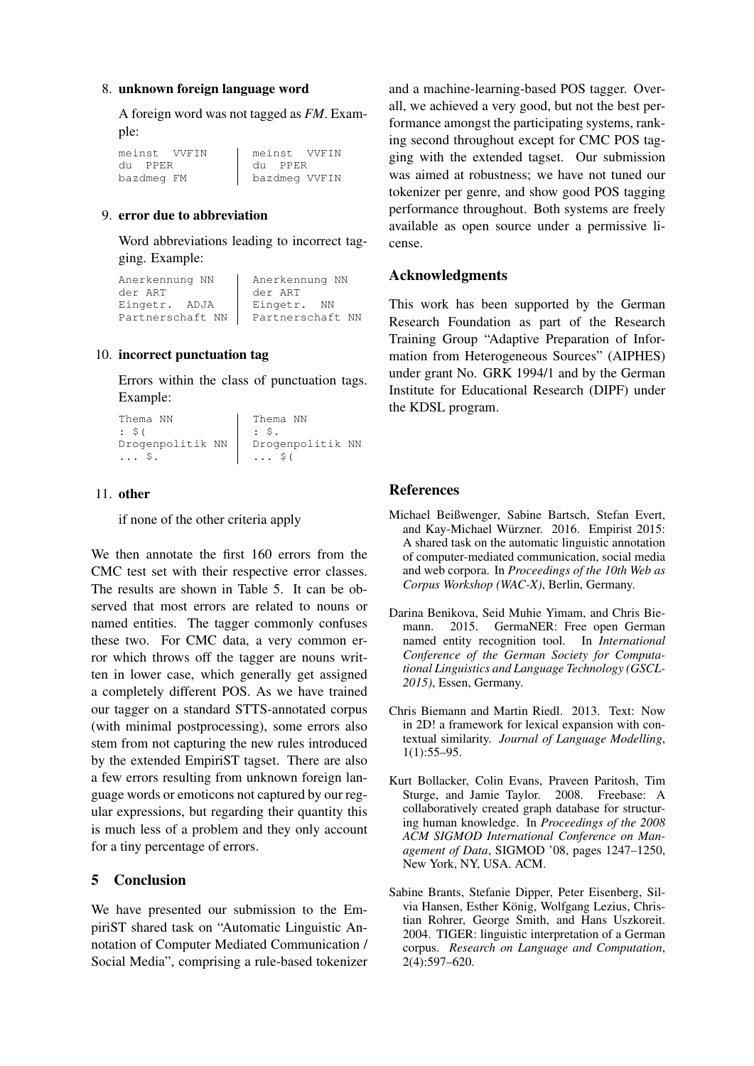8. **unknown foreign language word**

   A foreign word was not tagged as *FM*. Example:

   | | |
   |---|---|
   | meinst VVFIN | meinst VVFIN |
   | du PPER | du PPER |
   | bazdmeg FM | bazdmeg VVFIN |

9. **error due to abbreviation**

   Word abbreviations leading to incorrect tagging. Example:

   | | |
   |---|---|
   | Anerkennung NN | Anerkennung NN |
   | der ART | der ART |
   | Eingetr. ADJA | Eingetr. NN |
   | Partnerschaft NN | Partnerschaft NN |

10. **incorrect punctuation tag**

    Errors within the class of punctuation tags. Example:

    | | |
    |---|---|
    | Thema NN | Thema NN |
    | : $( | : $. |
    | Drogenpolitik NN | Drogenpolitik NN |
    | ... $. | ... $( |

11. **other**

    if none of the other criteria apply

We then annotate the first 160 errors from the CMC test set with their respective error classes. The results are shown in Table 5. It can be observed that most errors are related to nouns or named entities. The tagger commonly confuses these two. For CMC data, a very common error which throws off the tagger are nouns written in lower case, which generally get assigned a completely different POS. As we have trained our tagger on a standard STTS-annotated corpus (with minimal postprocessing), some errors also stem from not capturing the new rules introduced by the extended EmpiriST tagset. There are also a few errors resulting from unknown foreign language words or emoticons not captured by our regular expressions, but regarding their quantity this is much less of a problem and they only account for a tiny percentage of errors.

## 5 Conclusion

We have presented our submission to the EmpiriST shared task on "Automatic Linguistic Annotation of Computer Mediated Communication / Social Media", comprising a rule-based tokenizer and a machine-learning-based POS tagger. Overall, we achieved a very good, but not the best performance amongst the participating systems, ranking second throughout except for CMC POS tagging with the extended tagset. Our submission was aimed at robustness; we have not tuned our tokenizer per genre, and show good POS tagging performance throughout. Both systems are freely available as open source under a permissive license.

## Acknowledgments

This work has been supported by the German Research Foundation as part of the Research Training Group "Adaptive Preparation of Information from Heterogeneous Sources" (AIPHES) under grant No. GRK 1994/1 and by the German Institute for Educational Research (DIPF) under the KDSL program.

## References

Michael Beißwenger, Sabine Bartsch, Stefan Evert, and Kay-Michael Würzner. 2016. Empirist 2015: A shared task on the automatic linguistic annotation of computer-mediated communication, social media and web corpora. In *Proceedings of the 10th Web as Corpus Workshop (WAC-X)*, Berlin, Germany.

Darina Benikova, Seid Muhie Yimam, and Chris Biemann. 2015. GermaNER: Free open German named entity recognition tool. In *International Conference of the German Society for Computational Linguistics and Language Technology (GSCL-2015)*, Essen, Germany.

Chris Biemann and Martin Riedl. 2013. Text: Now in 2D! a framework for lexical expansion with contextual similarity. *Journal of Language Modelling*, 1(1):55–95.

Kurt Bollacker, Colin Evans, Praveen Paritosh, Tim Sturge, and Jamie Taylor. 2008. Freebase: A collaboratively created graph database for structuring human knowledge. In *Proceedings of the 2008 ACM SIGMOD International Conference on Management of Data*, SIGMOD '08, pages 1247–1250, New York, NY, USA. ACM.

Sabine Brants, Stefanie Dipper, Peter Eisenberg, Silvia Hansen, Esther König, Wolfgang Lezius, Christian Rohrer, George Smith, and Hans Uszkoreit. 2004. TIGER: linguistic interpretation of a German corpus. *Research on Language and Computation*, 2(4):597–620.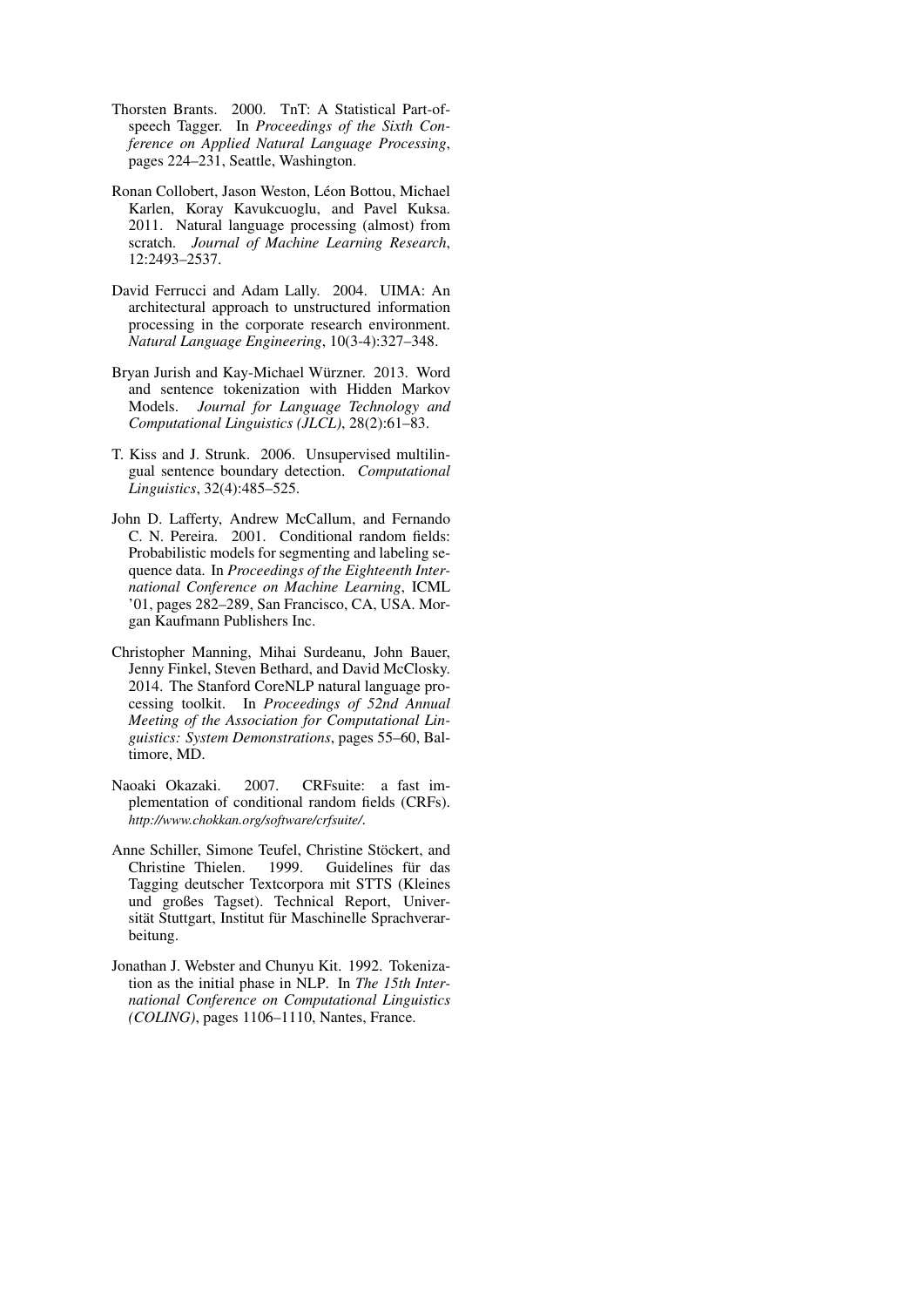Thorsten Brants. 2000. TnT: A Statistical Part-of-speech Tagger. In *Proceedings of the Sixth Conference on Applied Natural Language Processing*, pages 224–231, Seattle, Washington.

Ronan Collobert, Jason Weston, Léon Bottou, Michael Karlen, Koray Kavukcuoglu, and Pavel Kuksa. 2011. Natural language processing (almost) from scratch. *Journal of Machine Learning Research*, 12:2493–2537.

David Ferrucci and Adam Lally. 2004. UIMA: An architectural approach to unstructured information processing in the corporate research environment. *Natural Language Engineering*, 10(3-4):327–348.

Bryan Jurish and Kay-Michael Würzner. 2013. Word and sentence tokenization with Hidden Markov Models. *Journal for Language Technology and Computational Linguistics (JLCL)*, 28(2):61–83.

T. Kiss and J. Strunk. 2006. Unsupervised multilingual sentence boundary detection. *Computational Linguistics*, 32(4):485–525.

John D. Lafferty, Andrew McCallum, and Fernando C. N. Pereira. 2001. Conditional random fields: Probabilistic models for segmenting and labeling sequence data. In *Proceedings of the Eighteenth International Conference on Machine Learning*, ICML '01, pages 282–289, San Francisco, CA, USA. Morgan Kaufmann Publishers Inc.

Christopher Manning, Mihai Surdeanu, John Bauer, Jenny Finkel, Steven Bethard, and David McClosky. 2014. The Stanford CoreNLP natural language processing toolkit. In *Proceedings of 52nd Annual Meeting of the Association for Computational Linguistics: System Demonstrations*, pages 55–60, Baltimore, MD.

Naoaki Okazaki. 2007. CRFsuite: a fast implementation of conditional random fields (CRFs). *http://www.chokkan.org/software/crfsuite/*.

Anne Schiller, Simone Teufel, Christine Stöckert, and Christine Thielen. 1999. Guidelines für das Tagging deutscher Textcorpora mit STTS (Kleines und großes Tagset). Technical Report, Universität Stuttgart, Institut für Maschinelle Sprachverarbeitung.

Jonathan J. Webster and Chunyu Kit. 1992. Tokenization as the initial phase in NLP. In *The 15th International Conference on Computational Linguistics (COLING)*, pages 1106–1110, Nantes, France.